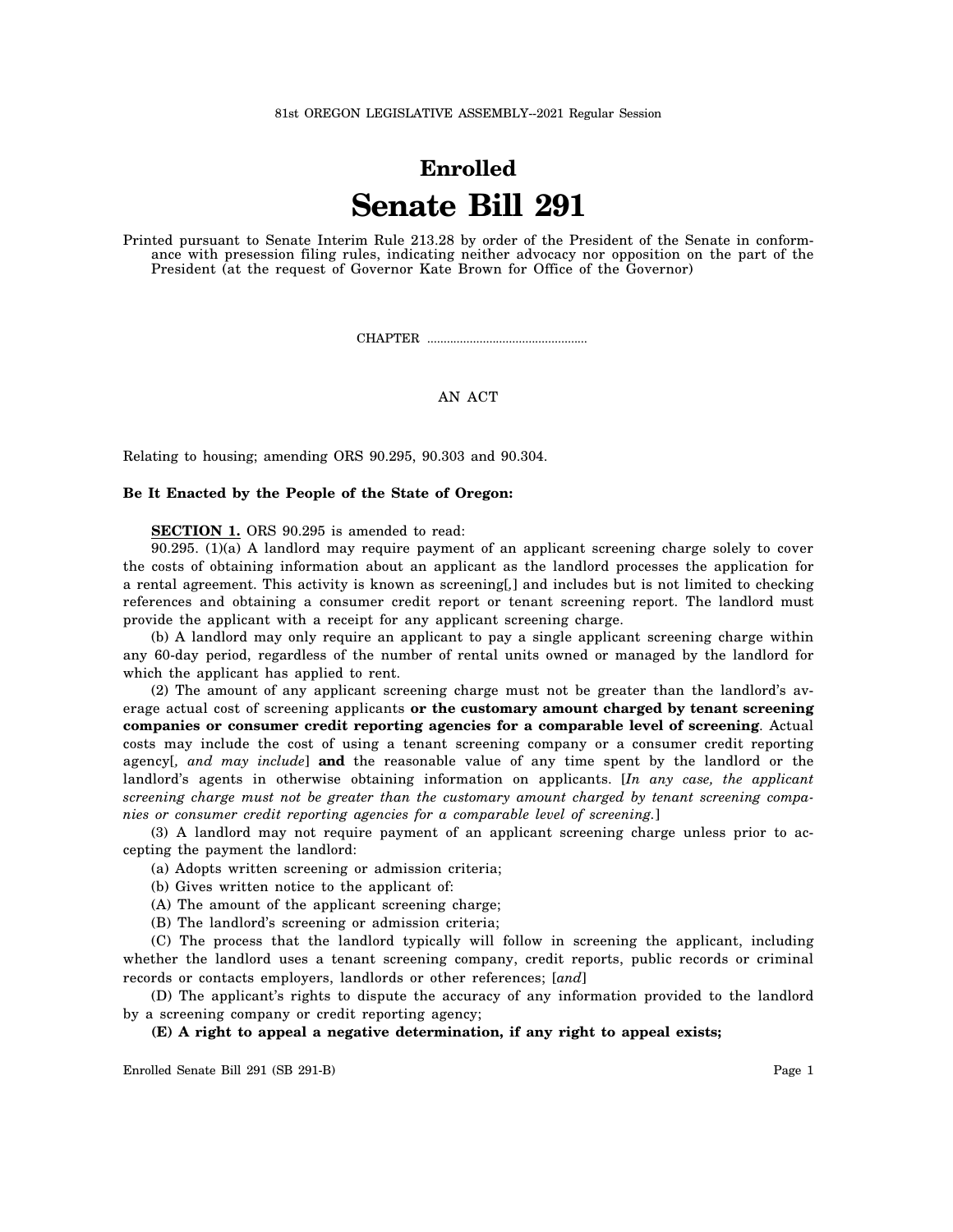81st OREGON LEGISLATIVE ASSEMBLY--2021 Regular Session

# Enrolled
# Senate Bill 291

Printed pursuant to Senate Interim Rule 213.28 by order of the President of the Senate in conformance with presession filing rules, indicating neither advocacy nor opposition on the part of the President (at the request of Governor Kate Brown for Office of the Governor)

CHAPTER .................................................

AN ACT

Relating to housing; amending ORS 90.295, 90.303 and 90.304.

**Be It Enacted by the People of the State of Oregon:**

**SECTION 1.** ORS 90.295 is amended to read:

90.295. (1)(a) A landlord may require payment of an applicant screening charge solely to cover the costs of obtaining information about an applicant as the landlord processes the application for a rental agreement. This activity is known as screening[,] and includes but is not limited to checking references and obtaining a consumer credit report or tenant screening report. The landlord must provide the applicant with a receipt for any applicant screening charge.

(b) A landlord may only require an applicant to pay a single applicant screening charge within any 60-day period, regardless of the number of rental units owned or managed by the landlord for which the applicant has applied to rent.

(2) The amount of any applicant screening charge must not be greater than the landlord's average actual cost of screening applicants **or the customary amount charged by tenant screening companies or consumer credit reporting agencies for a comparable level of screening**. Actual costs may include the cost of using a tenant screening company or a consumer credit reporting agency[*, and may include*] **and** the reasonable value of any time spent by the landlord or the landlord's agents in otherwise obtaining information on applicants. [*In any case, the applicant screening charge must not be greater than the customary amount charged by tenant screening companies or consumer credit reporting agencies for a comparable level of screening.*]

(3) A landlord may not require payment of an applicant screening charge unless prior to accepting the payment the landlord:

(a) Adopts written screening or admission criteria;

(b) Gives written notice to the applicant of:

(A) The amount of the applicant screening charge;

(B) The landlord's screening or admission criteria;

(C) The process that the landlord typically will follow in screening the applicant, including whether the landlord uses a tenant screening company, credit reports, public records or criminal records or contacts employers, landlords or other references; [*and*]

(D) The applicant's rights to dispute the accuracy of any information provided to the landlord by a screening company or credit reporting agency;

**(E) A right to appeal a negative determination, if any right to appeal exists;**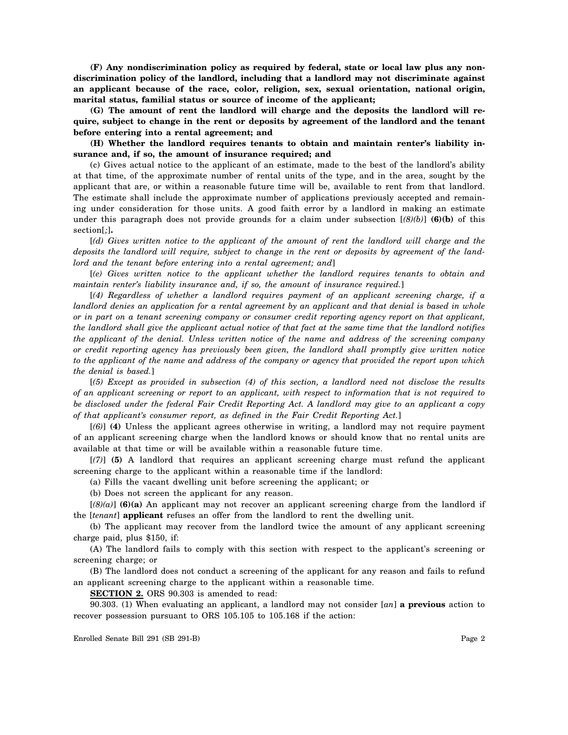**(F) Any nondiscrimination policy as required by federal, state or local law plus any nondiscrimination policy of the landlord, including that a landlord may not discriminate against an applicant because of the race, color, religion, sex, sexual orientation, national origin, marital status, familial status or source of income of the applicant;**

**(G) The amount of rent the landlord will charge and the deposits the landlord will require, subject to change in the rent or deposits by agreement of the landlord and the tenant before entering into a rental agreement; and**

**(H) Whether the landlord requires tenants to obtain and maintain renter's liability insurance and, if so, the amount of insurance required; and**

(c) Gives actual notice to the applicant of an estimate, made to the best of the landlord's ability at that time, of the approximate number of rental units of the type, and in the area, sought by the applicant that are, or within a reasonable future time will be, available to rent from that landlord. The estimate shall include the approximate number of applications previously accepted and remaining under consideration for those units. A good faith error by a landlord in making an estimate under this paragraph does not provide grounds for a claim under subsection [*(8)(b)*] **(6)(b)** of this section[*;*]**.**

[*(d) Gives written notice to the applicant of the amount of rent the landlord will charge and the deposits the landlord will require, subject to change in the rent or deposits by agreement of the landlord and the tenant before entering into a rental agreement; and*]

[*(e) Gives written notice to the applicant whether the landlord requires tenants to obtain and maintain renter's liability insurance and, if so, the amount of insurance required.*]

[*(4) Regardless of whether a landlord requires payment of an applicant screening charge, if a landlord denies an application for a rental agreement by an applicant and that denial is based in whole or in part on a tenant screening company or consumer credit reporting agency report on that applicant, the landlord shall give the applicant actual notice of that fact at the same time that the landlord notifies the applicant of the denial. Unless written notice of the name and address of the screening company or credit reporting agency has previously been given, the landlord shall promptly give written notice to the applicant of the name and address of the company or agency that provided the report upon which the denial is based.*]

[*(5) Except as provided in subsection (4) of this section, a landlord need not disclose the results of an applicant screening or report to an applicant, with respect to information that is not required to be disclosed under the federal Fair Credit Reporting Act. A landlord may give to an applicant a copy of that applicant's consumer report, as defined in the Fair Credit Reporting Act.*]

[*(6)*] **(4)** Unless the applicant agrees otherwise in writing, a landlord may not require payment of an applicant screening charge when the landlord knows or should know that no rental units are available at that time or will be available within a reasonable future time.

[*(7)*] **(5)** A landlord that requires an applicant screening charge must refund the applicant screening charge to the applicant within a reasonable time if the landlord:

(a) Fills the vacant dwelling unit before screening the applicant; or

(b) Does not screen the applicant for any reason.

[*(8)(a)*] **(6)(a)** An applicant may not recover an applicant screening charge from the landlord if the [*tenant*] **applicant** refuses an offer from the landlord to rent the dwelling unit.

(b) The applicant may recover from the landlord twice the amount of any applicant screening charge paid, plus $150, if:

(A) The landlord fails to comply with this section with respect to the applicant's screening or screening charge; or

(B) The landlord does not conduct a screening of the applicant for any reason and fails to refund an applicant screening charge to the applicant within a reasonable time.

**SECTION 2.** ORS 90.303 is amended to read:

90.303. (1) When evaluating an applicant, a landlord may not consider [*an*] **a previous** action to recover possession pursuant to ORS 105.105 to 105.168 if the action: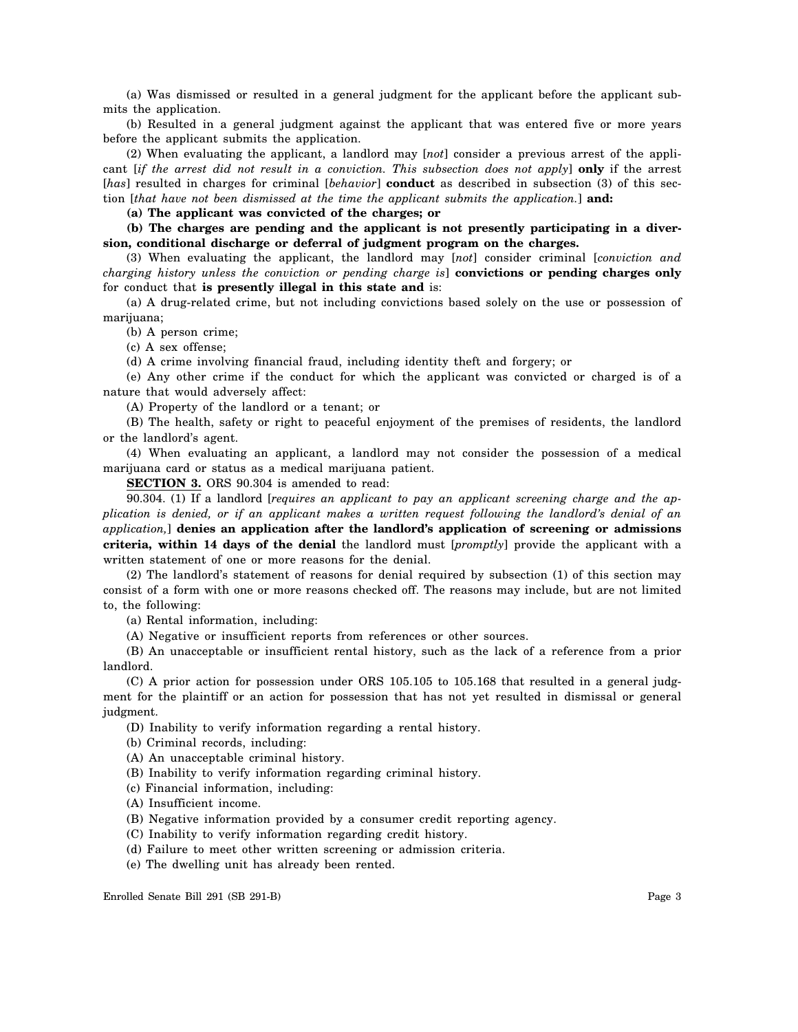(a) Was dismissed or resulted in a general judgment for the applicant before the applicant submits the application.

(b) Resulted in a general judgment against the applicant that was entered five or more years before the applicant submits the application.

(2) When evaluating the applicant, a landlord may [*not*] consider a previous arrest of the applicant [*if the arrest did not result in a conviction. This subsection does not apply*] **only** if the arrest [*has*] resulted in charges for criminal [*behavior*] **conduct** as described in subsection (3) of this section [*that have not been dismissed at the time the applicant submits the application.*] **and:**

**(a) The applicant was convicted of the charges; or**

**(b) The charges are pending and the applicant is not presently participating in a diversion, conditional discharge or deferral of judgment program on the charges.**

(3) When evaluating the applicant, the landlord may [*not*] consider criminal [*conviction and charging history unless the conviction or pending charge is*] **convictions or pending charges only** for conduct that **is presently illegal in this state and** is:

(a) A drug-related crime, but not including convictions based solely on the use or possession of marijuana;

(b) A person crime;

(c) A sex offense;

(d) A crime involving financial fraud, including identity theft and forgery; or

(e) Any other crime if the conduct for which the applicant was convicted or charged is of a nature that would adversely affect:

(A) Property of the landlord or a tenant; or

(B) The health, safety or right to peaceful enjoyment of the premises of residents, the landlord or the landlord's agent.

(4) When evaluating an applicant, a landlord may not consider the possession of a medical marijuana card or status as a medical marijuana patient.

**SECTION 3.** ORS 90.304 is amended to read:

90.304. (1) If a landlord [*requires an applicant to pay an applicant screening charge and the application is denied, or if an applicant makes a written request following the landlord's denial of an application,*] **denies an application after the landlord's application of screening or admissions criteria, within 14 days of the denial** the landlord must [*promptly*] provide the applicant with a written statement of one or more reasons for the denial.

(2) The landlord's statement of reasons for denial required by subsection (1) of this section may consist of a form with one or more reasons checked off. The reasons may include, but are not limited to, the following:

(a) Rental information, including:

(A) Negative or insufficient reports from references or other sources.

(B) An unacceptable or insufficient rental history, such as the lack of a reference from a prior landlord.

(C) A prior action for possession under ORS 105.105 to 105.168 that resulted in a general judgment for the plaintiff or an action for possession that has not yet resulted in dismissal or general judgment.

(D) Inability to verify information regarding a rental history.

(b) Criminal records, including:

(A) An unacceptable criminal history.

(B) Inability to verify information regarding criminal history.

(c) Financial information, including:

(A) Insufficient income.

(B) Negative information provided by a consumer credit reporting agency.

(C) Inability to verify information regarding credit history.

(d) Failure to meet other written screening or admission criteria.

(e) The dwelling unit has already been rented.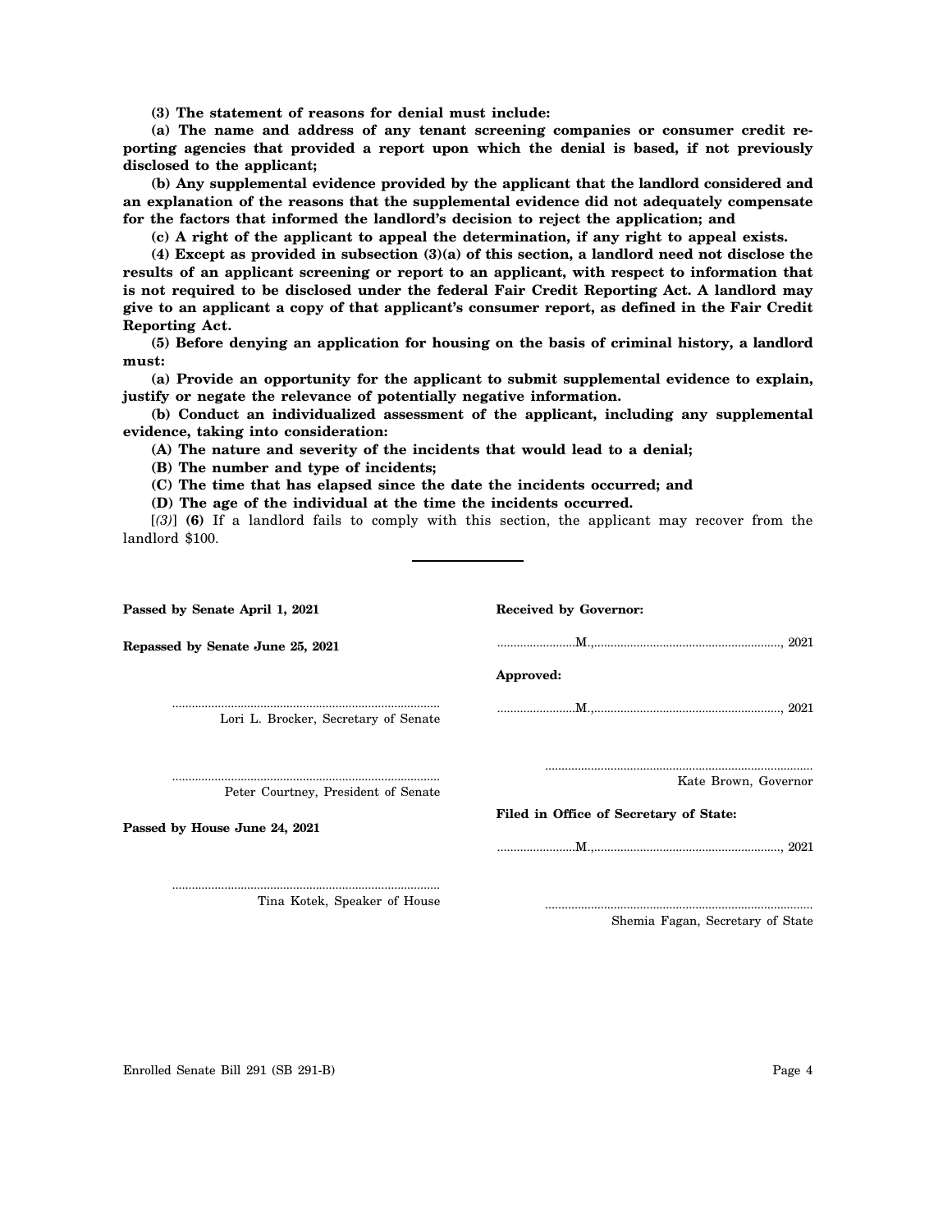**(3) The statement of reasons for denial must include:**

**(a) The name and address of any tenant screening companies or consumer credit reporting agencies that provided a report upon which the denial is based, if not previously disclosed to the applicant;**

**(b) Any supplemental evidence provided by the applicant that the landlord considered and an explanation of the reasons that the supplemental evidence did not adequately compensate for the factors that informed the landlord's decision to reject the application; and**

**(c) A right of the applicant to appeal the determination, if any right to appeal exists.**

**(4) Except as provided in subsection (3)(a) of this section, a landlord need not disclose the results of an applicant screening or report to an applicant, with respect to information that is not required to be disclosed under the federal Fair Credit Reporting Act. A landlord may give to an applicant a copy of that applicant's consumer report, as defined in the Fair Credit Reporting Act.**

**(5) Before denying an application for housing on the basis of criminal history, a landlord must:**

**(a) Provide an opportunity for the applicant to submit supplemental evidence to explain, justify or negate the relevance of potentially negative information.**

**(b) Conduct an individualized assessment of the applicant, including any supplemental evidence, taking into consideration:**

**(A) The nature and severity of the incidents that would lead to a denial;**

**(B) The number and type of incidents;**

**(C) The time that has elapsed since the date the incidents occurred; and**

**(D) The age of the individual at the time the incidents occurred.**

[*(3)*] **(6)** If a landlord fails to comply with this section, the applicant may recover from the landlord $100.

---

**Passed by Senate April 1, 2021**

**Repassed by Senate June 25, 2021**

..................................................................................
Lori L. Brocker, Secretary of Senate

..................................................................................
Peter Courtney, President of Senate

**Passed by House June 24, 2021**

..................................................................................
Tina Kotek, Speaker of House

**Received by Governor:**

........................M.,.........................................................., 2021

**Approved:**

........................M.,.........................................................., 2021

..................................................................................
Kate Brown, Governor

**Filed in Office of Secretary of State:**

........................M.,.........................................................., 2021

..................................................................................
Shemia Fagan, Secretary of State